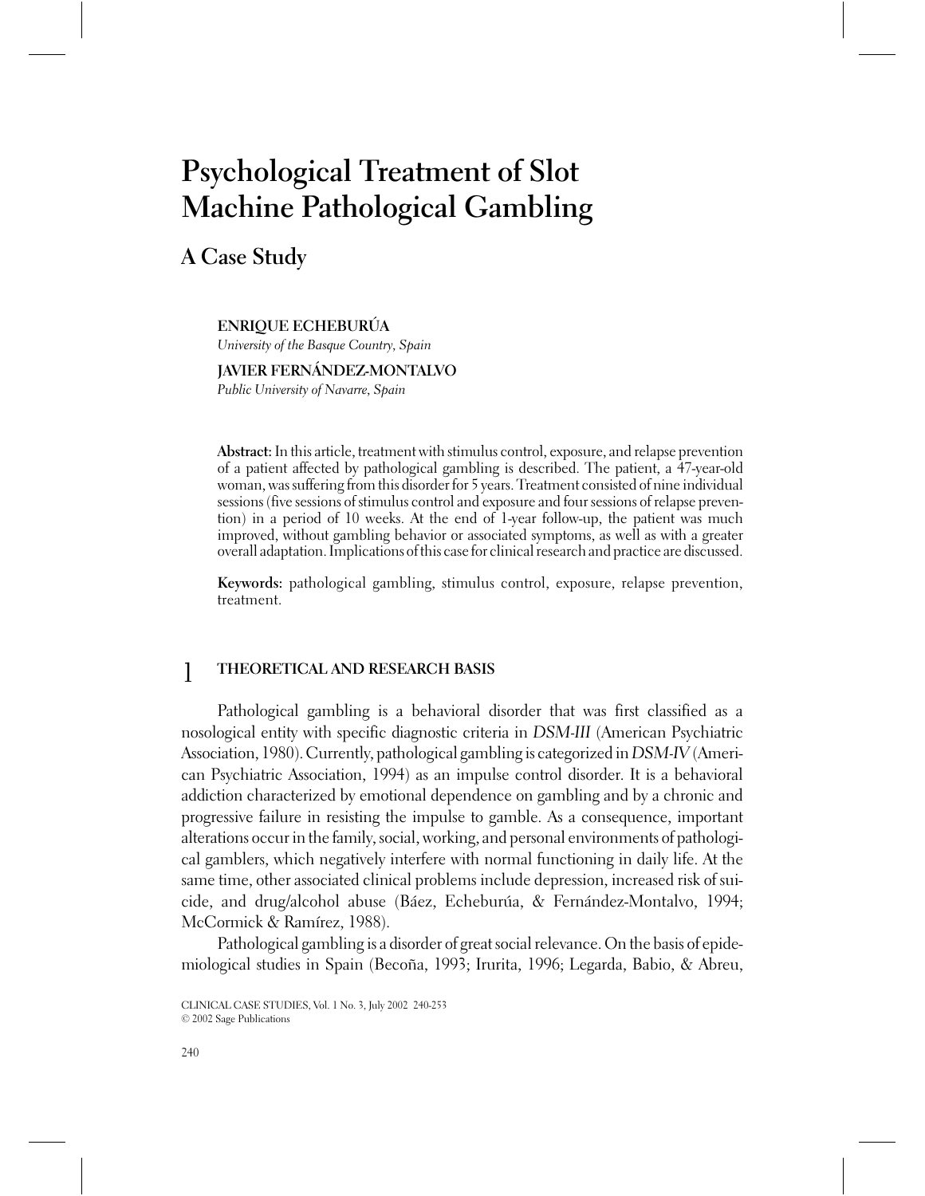# Psychological Treatment of Slot Machine Pathological Gambling

## A Case Study

**ENRIQUE ECHEBURÚA**
*University of the Basque Country, Spain*

**JAVIER FERNÁNDEZ-MONTALVO**
*Public University of Navarre, Spain*

**Abstract:** In this article, treatment with stimulus control, exposure, and relapse prevention of a patient affected by pathological gambling is described. The patient, a 47-year-old woman, was suffering from this disorder for 5 years. Treatment consisted of nine individual sessions (five sessions of stimulus control and exposure and four sessions of relapse prevention) in a period of 10 weeks. At the end of 1-year follow-up, the patient was much improved, without gambling behavior or associated symptoms, as well as with a greater overall adaptation. Implications of this case for clinical research and practice are discussed.

**Keywords:** pathological gambling, stimulus control, exposure, relapse prevention, treatment.

## 1 THEORETICAL AND RESEARCH BASIS

Pathological gambling is a behavioral disorder that was first classified as a nosological entity with specific diagnostic criteria in *DSM-III* (American Psychiatric Association, 1980). Currently, pathological gambling is categorized in *DSM-IV* (American Psychiatric Association, 1994) as an impulse control disorder. It is a behavioral addiction characterized by emotional dependence on gambling and by a chronic and progressive failure in resisting the impulse to gamble. As a consequence, important alterations occur in the family, social, working, and personal environments of pathological gamblers, which negatively interfere with normal functioning in daily life. At the same time, other associated clinical problems include depression, increased risk of suicide, and drug/alcohol abuse (Báez, Echeburúa, & Fernández-Montalvo, 1994; McCormick & Ramírez, 1988).

Pathological gambling is a disorder of great social relevance. On the basis of epidemiological studies in Spain (Becoña, 1993; Irurita, 1996; Legarda, Babio, & Abreu,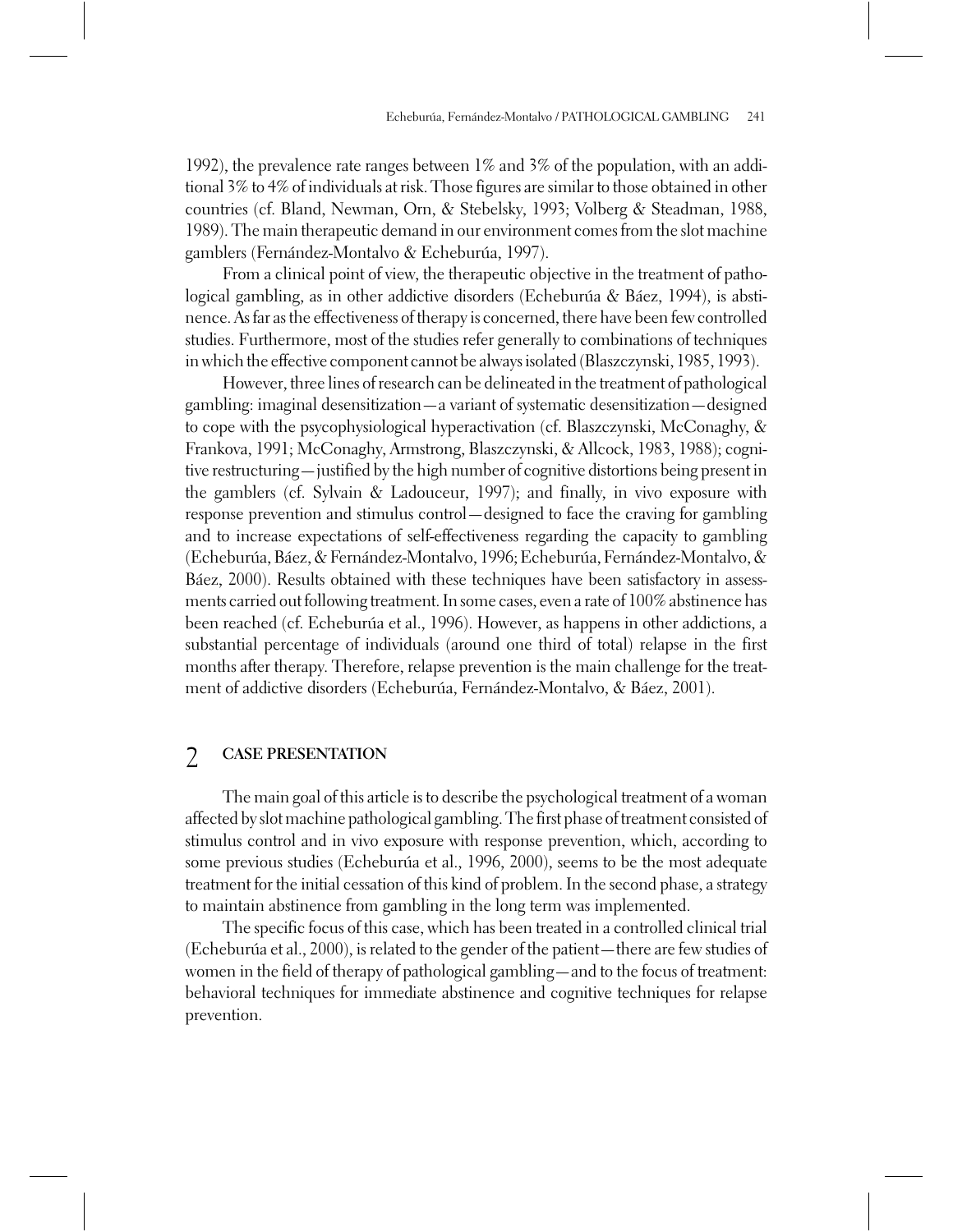1992), the prevalence rate ranges between 1% and 3% of the population, with an additional 3% to 4% of individuals at risk. Those figures are similar to those obtained in other countries (cf. Bland, Newman, Orn, & Stebelsky, 1993; Volberg & Steadman, 1988, 1989). The main therapeutic demand in our environment comes from the slot machine gamblers (Fernández-Montalvo & Echeburúa, 1997).

From a clinical point of view, the therapeutic objective in the treatment of pathological gambling, as in other addictive disorders (Echeburúa & Báez, 1994), is abstinence. As far as the effectiveness of therapy is concerned, there have been few controlled studies. Furthermore, most of the studies refer generally to combinations of techniques in which the effective component cannot be always isolated (Blaszczynski, 1985, 1993).

However, three lines of research can be delineated in the treatment of pathological gambling: imaginal desensitization—a variant of systematic desensitization—designed to cope with the psycophysiological hyperactivation (cf. Blaszczynski, McConaghy, & Frankova, 1991; McConaghy, Armstrong, Blaszczynski, & Allcock, 1983, 1988); cognitive restructuring—justified by the high number of cognitive distortions being present in the gamblers (cf. Sylvain & Ladouceur, 1997); and finally, in vivo exposure with response prevention and stimulus control—designed to face the craving for gambling and to increase expectations of self-effectiveness regarding the capacity to gambling (Echeburúa, Báez, & Fernández-Montalvo, 1996; Echeburúa, Fernández-Montalvo, & Báez, 2000). Results obtained with these techniques have been satisfactory in assessments carried out following treatment. In some cases, even a rate of 100% abstinence has been reached (cf. Echeburúa et al., 1996). However, as happens in other addictions, a substantial percentage of individuals (around one third of total) relapse in the first months after therapy. Therefore, relapse prevention is the main challenge for the treatment of addictive disorders (Echeburúa, Fernández-Montalvo, & Báez, 2001).

## 2 CASE PRESENTATION

The main goal of this article is to describe the psychological treatment of a woman affected by slot machine pathological gambling. The first phase of treatment consisted of stimulus control and in vivo exposure with response prevention, which, according to some previous studies (Echeburúa et al., 1996, 2000), seems to be the most adequate treatment for the initial cessation of this kind of problem. In the second phase, a strategy to maintain abstinence from gambling in the long term was implemented.

The specific focus of this case, which has been treated in a controlled clinical trial (Echeburúa et al., 2000), is related to the gender of the patient—there are few studies of women in the field of therapy of pathological gambling—and to the focus of treatment: behavioral techniques for immediate abstinence and cognitive techniques for relapse prevention.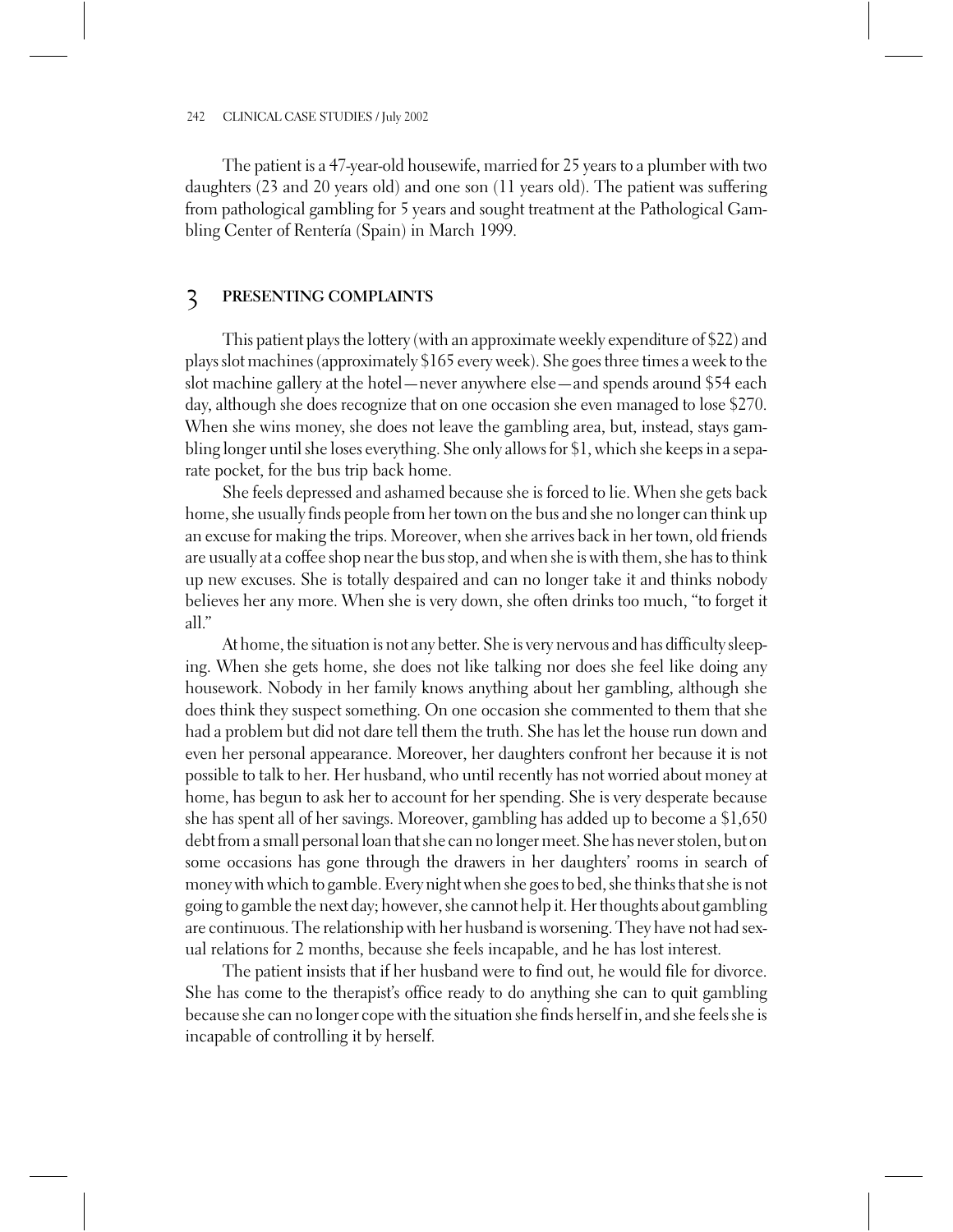The patient is a 47-year-old housewife, married for 25 years to a plumber with two daughters (23 and 20 years old) and one son (11 years old). The patient was suffering from pathological gambling for 5 years and sought treatment at the Pathological Gambling Center of Rentería (Spain) in March 1999.

## 3 PRESENTING COMPLAINTS

This patient plays the lottery (with an approximate weekly expenditure of $22) and plays slot machines (approximately $165 every week). She goes three times a week to the slot machine gallery at the hotel—never anywhere else—and spends around $54 each day, although she does recognize that on one occasion she even managed to lose $270. When she wins money, she does not leave the gambling area, but, instead, stays gambling longer until she loses everything. She only allows for $1, which she keeps in a separate pocket, for the bus trip back home.

She feels depressed and ashamed because she is forced to lie. When she gets back home, she usually finds people from her town on the bus and she no longer can think up an excuse for making the trips. Moreover, when she arrives back in her town, old friends are usually at a coffee shop near the bus stop, and when she is with them, she has to think up new excuses. She is totally despaired and can no longer take it and thinks nobody believes her any more. When she is very down, she often drinks too much, "to forget it all."

At home, the situation is not any better. She is very nervous and has difficulty sleeping. When she gets home, she does not like talking nor does she feel like doing any housework. Nobody in her family knows anything about her gambling, although she does think they suspect something. On one occasion she commented to them that she had a problem but did not dare tell them the truth. She has let the house run down and even her personal appearance. Moreover, her daughters confront her because it is not possible to talk to her. Her husband, who until recently has not worried about money at home, has begun to ask her to account for her spending. She is very desperate because she has spent all of her savings. Moreover, gambling has added up to become a $1,650 debt from a small personal loan that she can no longer meet. She has never stolen, but on some occasions has gone through the drawers in her daughters' rooms in search of money with which to gamble. Every night when she goes to bed, she thinks that she is not going to gamble the next day; however, she cannot help it. Her thoughts about gambling are continuous. The relationship with her husband is worsening. They have not had sexual relations for 2 months, because she feels incapable, and he has lost interest.

The patient insists that if her husband were to find out, he would file for divorce. She has come to the therapist's office ready to do anything she can to quit gambling because she can no longer cope with the situation she finds herself in, and she feels she is incapable of controlling it by herself.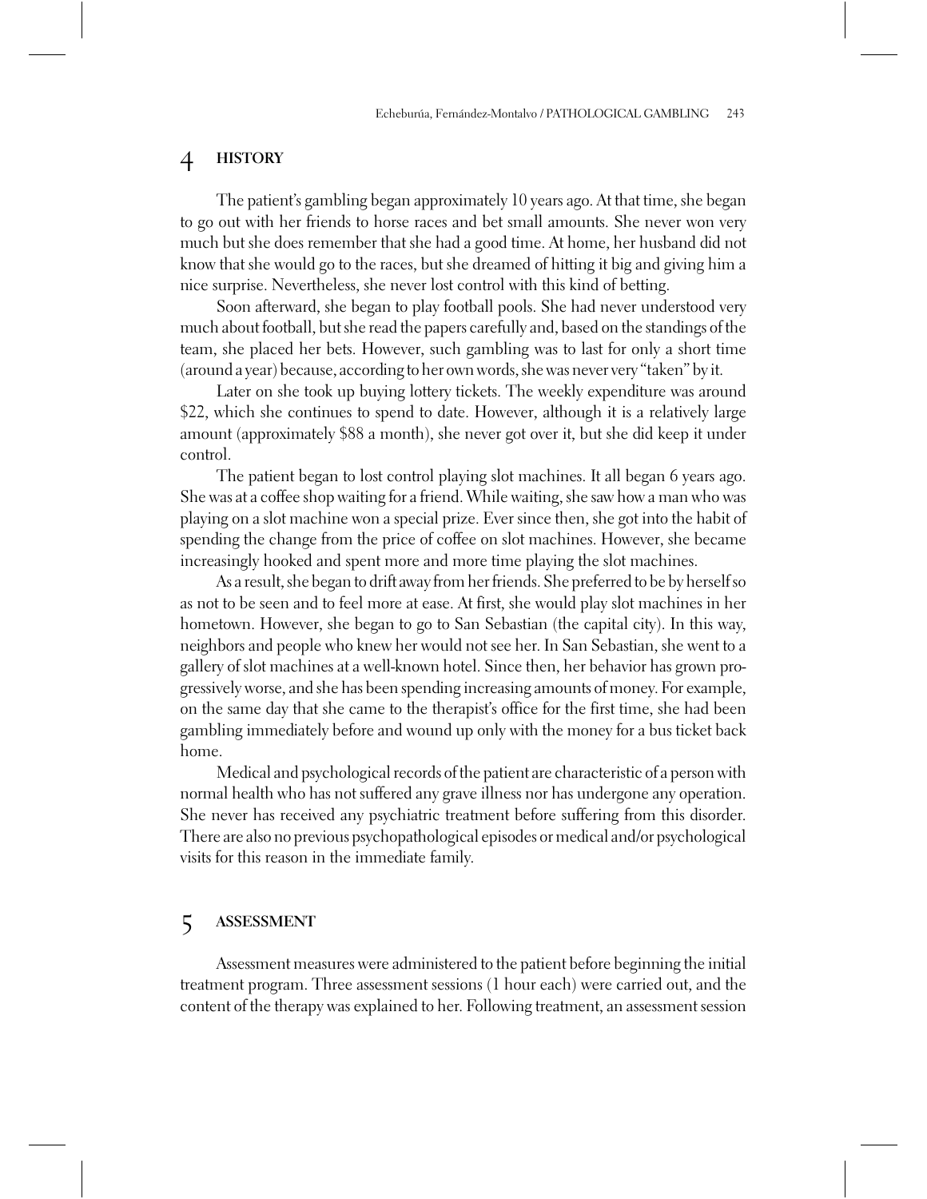## 4 HISTORY

The patient's gambling began approximately 10 years ago. At that time, she began to go out with her friends to horse races and bet small amounts. She never won very much but she does remember that she had a good time. At home, her husband did not know that she would go to the races, but she dreamed of hitting it big and giving him a nice surprise. Nevertheless, she never lost control with this kind of betting.

Soon afterward, she began to play football pools. She had never understood very much about football, but she read the papers carefully and, based on the standings of the team, she placed her bets. However, such gambling was to last for only a short time (around a year) because, according to her own words, she was never very "taken" by it.

Later on she took up buying lottery tickets. The weekly expenditure was around \$22, which she continues to spend to date. However, although it is a relatively large amount (approximately \$88 a month), she never got over it, but she did keep it under control.

The patient began to lost control playing slot machines. It all began 6 years ago. She was at a coffee shop waiting for a friend. While waiting, she saw how a man who was playing on a slot machine won a special prize. Ever since then, she got into the habit of spending the change from the price of coffee on slot machines. However, she became increasingly hooked and spent more and more time playing the slot machines.

As a result, she began to drift away from her friends. She preferred to be by herself so as not to be seen and to feel more at ease. At first, she would play slot machines in her hometown. However, she began to go to San Sebastian (the capital city). In this way, neighbors and people who knew her would not see her. In San Sebastian, she went to a gallery of slot machines at a well-known hotel. Since then, her behavior has grown progressively worse, and she has been spending increasing amounts of money. For example, on the same day that she came to the therapist's office for the first time, she had been gambling immediately before and wound up only with the money for a bus ticket back home.

Medical and psychological records of the patient are characteristic of a person with normal health who has not suffered any grave illness nor has undergone any operation. She never has received any psychiatric treatment before suffering from this disorder. There are also no previous psychopathological episodes or medical and/or psychological visits for this reason in the immediate family.

## 5 ASSESSMENT

Assessment measures were administered to the patient before beginning the initial treatment program. Three assessment sessions (1 hour each) were carried out, and the content of the therapy was explained to her. Following treatment, an assessment session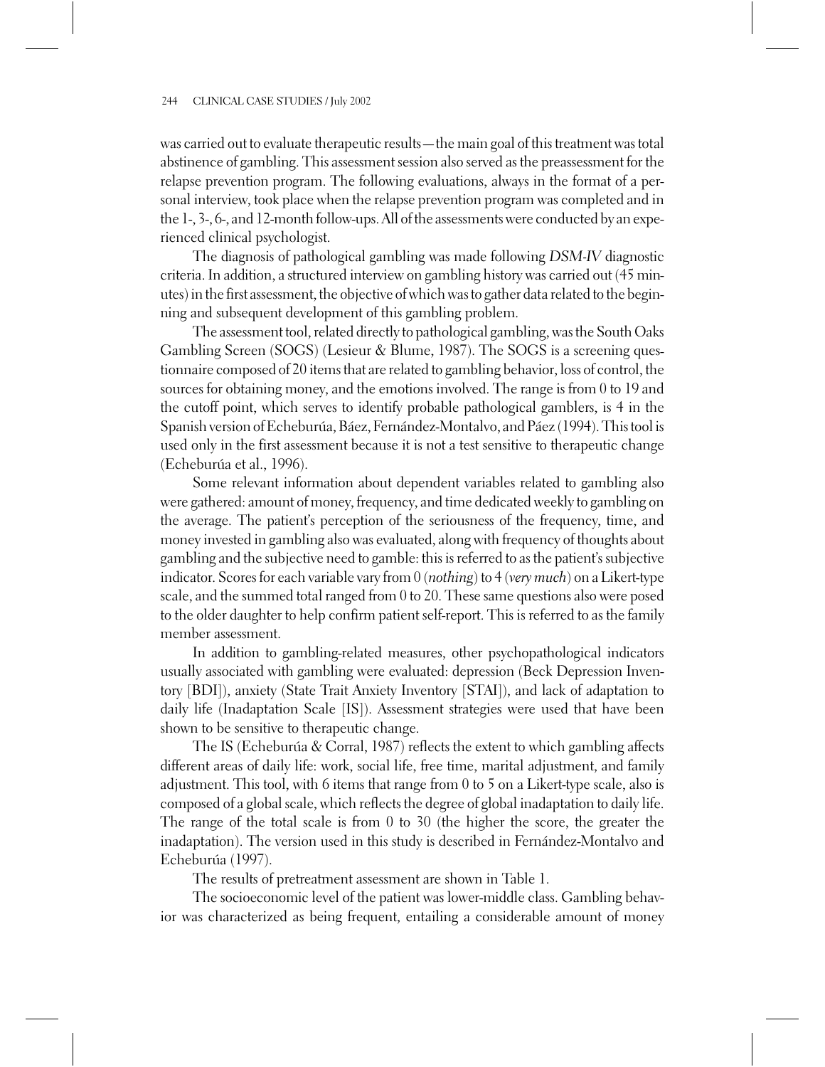was carried out to evaluate therapeutic results—the main goal of this treatment was total abstinence of gambling. This assessment session also served as the preassessment for the relapse prevention program. The following evaluations, always in the format of a personal interview, took place when the relapse prevention program was completed and in the 1-, 3-, 6-, and 12-month follow-ups. All of the assessments were conducted by an experienced clinical psychologist.

The diagnosis of pathological gambling was made following *DSM-IV* diagnostic criteria. In addition, a structured interview on gambling history was carried out (45 minutes) in the first assessment, the objective of which was to gather data related to the beginning and subsequent development of this gambling problem.

The assessment tool, related directly to pathological gambling, was the South Oaks Gambling Screen (SOGS) (Lesieur & Blume, 1987). The SOGS is a screening questionnaire composed of 20 items that are related to gambling behavior, loss of control, the sources for obtaining money, and the emotions involved. The range is from 0 to 19 and the cutoff point, which serves to identify probable pathological gamblers, is 4 in the Spanish version of Echeburúa, Báez, Fernández-Montalvo, and Páez (1994). This tool is used only in the first assessment because it is not a test sensitive to therapeutic change (Echeburúa et al., 1996).

Some relevant information about dependent variables related to gambling also were gathered: amount of money, frequency, and time dedicated weekly to gambling on the average. The patient's perception of the seriousness of the frequency, time, and money invested in gambling also was evaluated, along with frequency of thoughts about gambling and the subjective need to gamble: this is referred to as the patient's subjective indicator. Scores for each variable vary from 0 (*nothing*) to 4 (*very much*) on a Likert-type scale, and the summed total ranged from 0 to 20. These same questions also were posed to the older daughter to help confirm patient self-report. This is referred to as the family member assessment.

In addition to gambling-related measures, other psychopathological indicators usually associated with gambling were evaluated: depression (Beck Depression Inventory [BDI]), anxiety (State Trait Anxiety Inventory [STAI]), and lack of adaptation to daily life (Inadaptation Scale [IS]). Assessment strategies were used that have been shown to be sensitive to therapeutic change.

The IS (Echeburúa & Corral, 1987) reflects the extent to which gambling affects different areas of daily life: work, social life, free time, marital adjustment, and family adjustment. This tool, with 6 items that range from 0 to 5 on a Likert-type scale, also is composed of a global scale, which reflects the degree of global inadaptation to daily life. The range of the total scale is from 0 to 30 (the higher the score, the greater the inadaptation). The version used in this study is described in Fernández-Montalvo and Echeburúa (1997).

The results of pretreatment assessment are shown in Table 1.

The socioeconomic level of the patient was lower-middle class. Gambling behavior was characterized as being frequent, entailing a considerable amount of money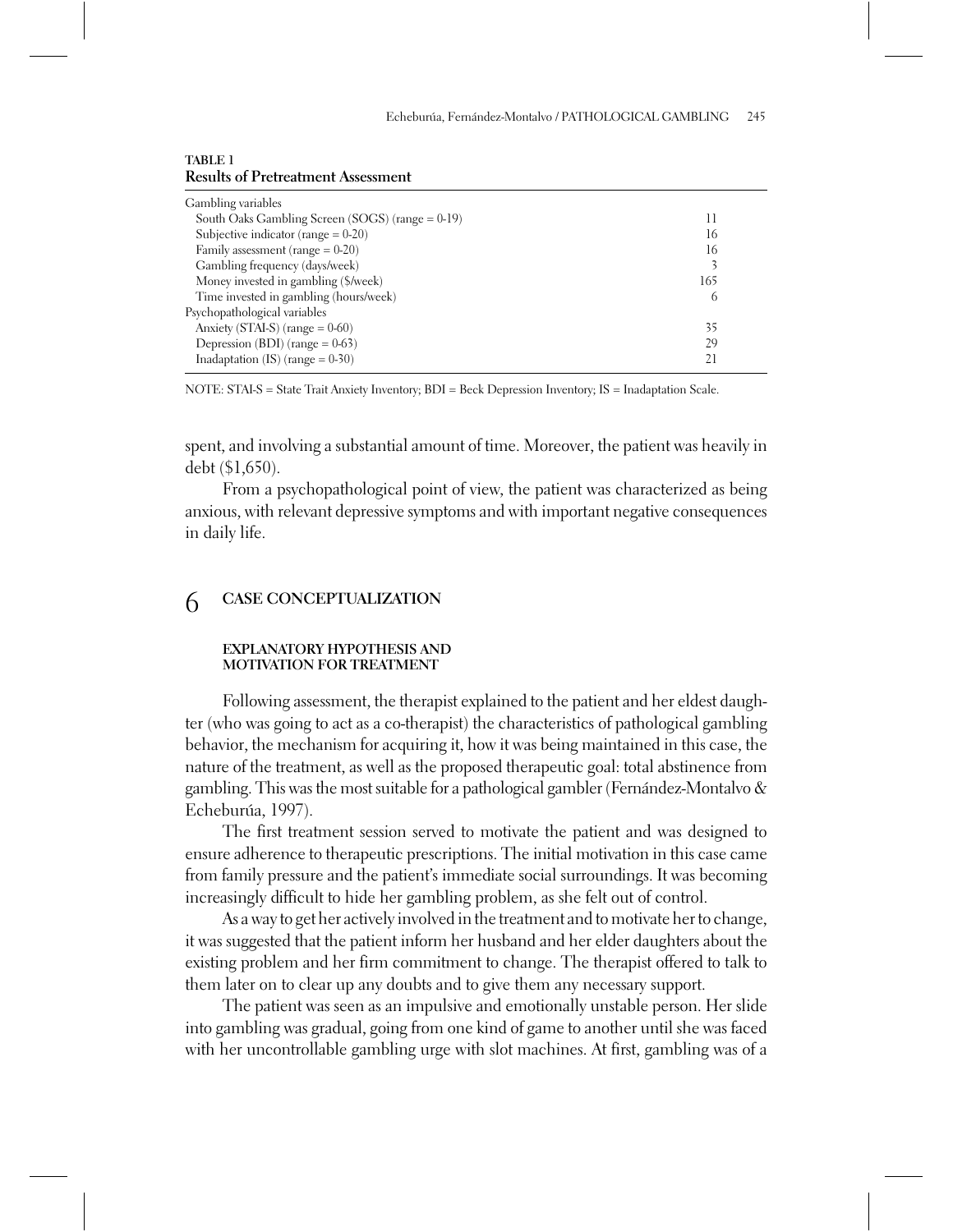**TABLE 1**
**Results of Pretreatment Assessment**

| | |
|---|---|
| Gambling variables | |
| South Oaks Gambling Screen (SOGS) (range = 0-19) | 11 |
| Subjective indicator (range = 0-20) | 16 |
| Family assessment (range = 0-20) | 16 |
| Gambling frequency (days/week) | 3 |
| Money invested in gambling ($/week) | 165 |
| Time invested in gambling (hours/week) | 6 |
| Psychopathological variables | |
| Anxiety (STAI-S) (range = 0-60) | 35 |
| Depression (BDI) (range = 0-63) | 29 |
| Inadaptation (IS) (range = 0-30) | 21 |

NOTE: STAI-S = State Trait Anxiety Inventory; BDI = Beck Depression Inventory; IS = Inadaptation Scale.

spent, and involving a substantial amount of time. Moreover, the patient was heavily in debt ($1,650).

From a psychopathological point of view, the patient was characterized as being anxious, with relevant depressive symptoms and with important negative consequences in daily life.

## 6 CASE CONCEPTUALIZATION

### EXPLANATORY HYPOTHESIS AND MOTIVATION FOR TREATMENT

Following assessment, the therapist explained to the patient and her eldest daughter (who was going to act as a co-therapist) the characteristics of pathological gambling behavior, the mechanism for acquiring it, how it was being maintained in this case, the nature of the treatment, as well as the proposed therapeutic goal: total abstinence from gambling. This was the most suitable for a pathological gambler (Fernández-Montalvo & Echeburúa, 1997).

The first treatment session served to motivate the patient and was designed to ensure adherence to therapeutic prescriptions. The initial motivation in this case came from family pressure and the patient's immediate social surroundings. It was becoming increasingly difficult to hide her gambling problem, as she felt out of control.

As a way to get her actively involved in the treatment and to motivate her to change, it was suggested that the patient inform her husband and her elder daughters about the existing problem and her firm commitment to change. The therapist offered to talk to them later on to clear up any doubts and to give them any necessary support.

The patient was seen as an impulsive and emotionally unstable person. Her slide into gambling was gradual, going from one kind of game to another until she was faced with her uncontrollable gambling urge with slot machines. At first, gambling was of a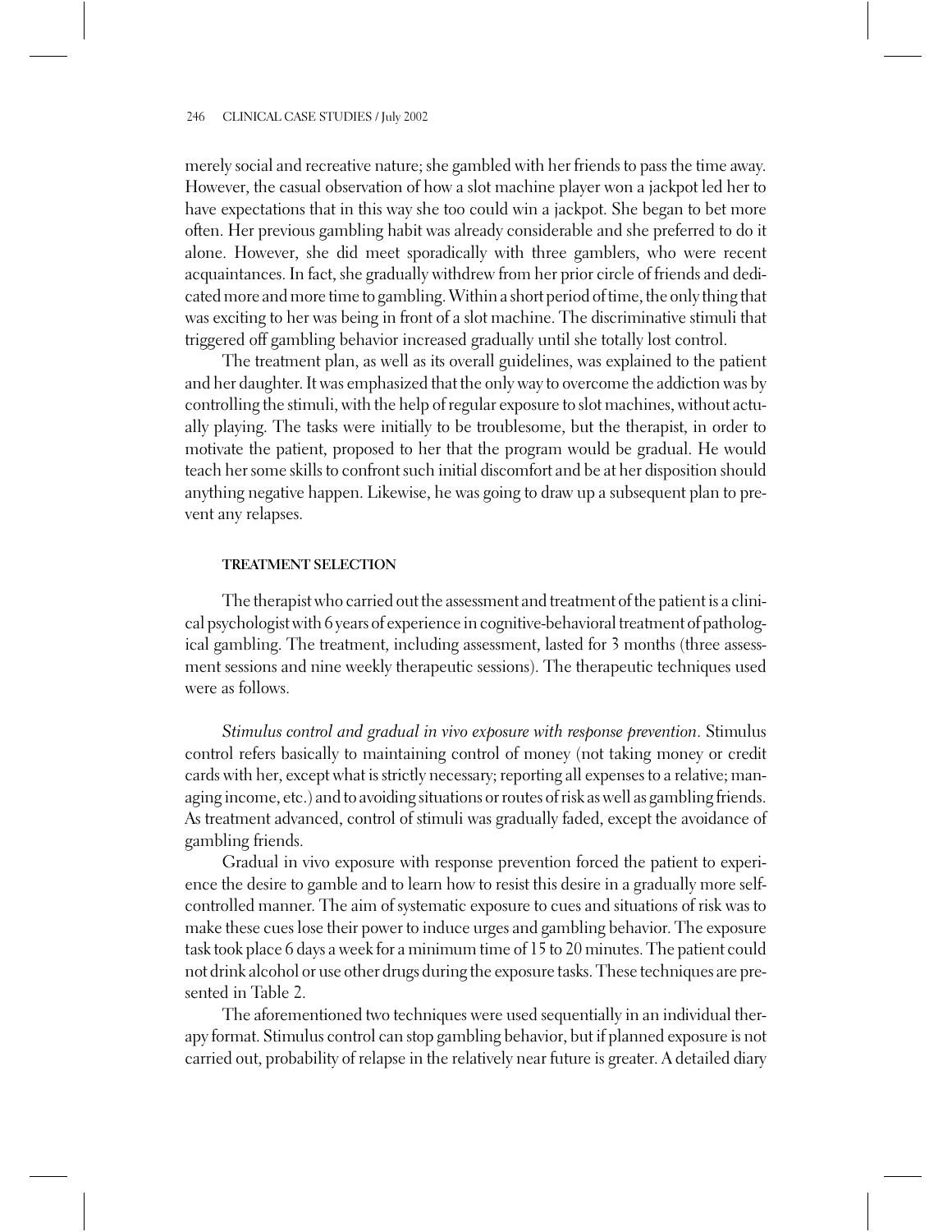merely social and recreative nature; she gambled with her friends to pass the time away. However, the casual observation of how a slot machine player won a jackpot led her to have expectations that in this way she too could win a jackpot. She began to bet more often. Her previous gambling habit was already considerable and she preferred to do it alone. However, she did meet sporadically with three gamblers, who were recent acquaintances. In fact, she gradually withdrew from her prior circle of friends and dedicated more and more time to gambling. Within a short period of time, the only thing that was exciting to her was being in front of a slot machine. The discriminative stimuli that triggered off gambling behavior increased gradually until she totally lost control.

The treatment plan, as well as its overall guidelines, was explained to the patient and her daughter. It was emphasized that the only way to overcome the addiction was by controlling the stimuli, with the help of regular exposure to slot machines, without actually playing. The tasks were initially to be troublesome, but the therapist, in order to motivate the patient, proposed to her that the program would be gradual. He would teach her some skills to confront such initial discomfort and be at her disposition should anything negative happen. Likewise, he was going to draw up a subsequent plan to prevent any relapses.

## TREATMENT SELECTION

The therapist who carried out the assessment and treatment of the patient is a clinical psychologist with 6 years of experience in cognitive-behavioral treatment of pathological gambling. The treatment, including assessment, lasted for 3 months (three assessment sessions and nine weekly therapeutic sessions). The therapeutic techniques used were as follows.

*Stimulus control and gradual in vivo exposure with response prevention.* Stimulus control refers basically to maintaining control of money (not taking money or credit cards with her, except what is strictly necessary; reporting all expenses to a relative; managing income, etc.) and to avoiding situations or routes of risk as well as gambling friends. As treatment advanced, control of stimuli was gradually faded, except the avoidance of gambling friends.

Gradual in vivo exposure with response prevention forced the patient to experience the desire to gamble and to learn how to resist this desire in a gradually more self-controlled manner. The aim of systematic exposure to cues and situations of risk was to make these cues lose their power to induce urges and gambling behavior. The exposure task took place 6 days a week for a minimum time of 15 to 20 minutes. The patient could not drink alcohol or use other drugs during the exposure tasks. These techniques are presented in Table 2.

The aforementioned two techniques were used sequentially in an individual therapy format. Stimulus control can stop gambling behavior, but if planned exposure is not carried out, probability of relapse in the relatively near future is greater. A detailed diary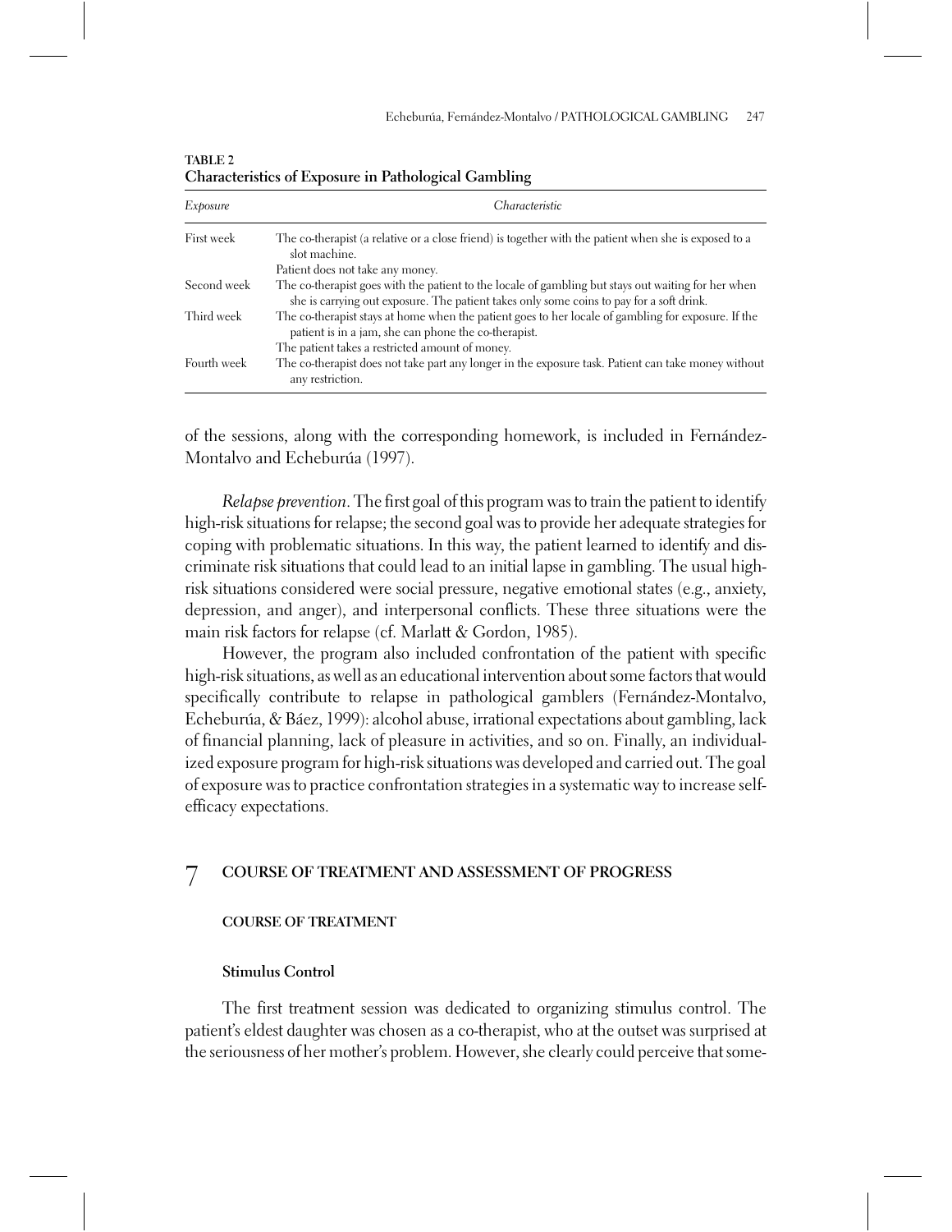**TABLE 2**
**Characteristics of Exposure in Pathological Gambling**

| *Exposure* | *Characteristic* |
|---|---|
| First week | The co-therapist (a relative or a close friend) is together with the patient when she is exposed to a slot machine. Patient does not take any money. |
| Second week | The co-therapist goes with the patient to the locale of gambling but stays out waiting for her when she is carrying out exposure. The patient takes only some coins to pay for a soft drink. |
| Third week | The co-therapist stays at home when the patient goes to her locale of gambling for exposure. If the patient is in a jam, she can phone the co-therapist. The patient takes a restricted amount of money. |
| Fourth week | The co-therapist does not take part any longer in the exposure task. Patient can take money without any restriction. |

of the sessions, along with the corresponding homework, is included in Fernández-Montalvo and Echeburúa (1997).

*Relapse prevention*. The first goal of this program was to train the patient to identify high-risk situations for relapse; the second goal was to provide her adequate strategies for coping with problematic situations. In this way, the patient learned to identify and discriminate risk situations that could lead to an initial lapse in gambling. The usual high-risk situations considered were social pressure, negative emotional states (e.g., anxiety, depression, and anger), and interpersonal conflicts. These three situations were the main risk factors for relapse (cf. Marlatt & Gordon, 1985).

However, the program also included confrontation of the patient with specific high-risk situations, as well as an educational intervention about some factors that would specifically contribute to relapse in pathological gamblers (Fernández-Montalvo, Echeburúa, & Báez, 1999): alcohol abuse, irrational expectations about gambling, lack of financial planning, lack of pleasure in activities, and so on. Finally, an individualized exposure program for high-risk situations was developed and carried out. The goal of exposure was to practice confrontation strategies in a systematic way to increase self-efficacy expectations.

# 7 COURSE OF TREATMENT AND ASSESSMENT OF PROGRESS

## COURSE OF TREATMENT

### Stimulus Control

The first treatment session was dedicated to organizing stimulus control. The patient's eldest daughter was chosen as a co-therapist, who at the outset was surprised at the seriousness of her mother's problem. However, she clearly could perceive that some-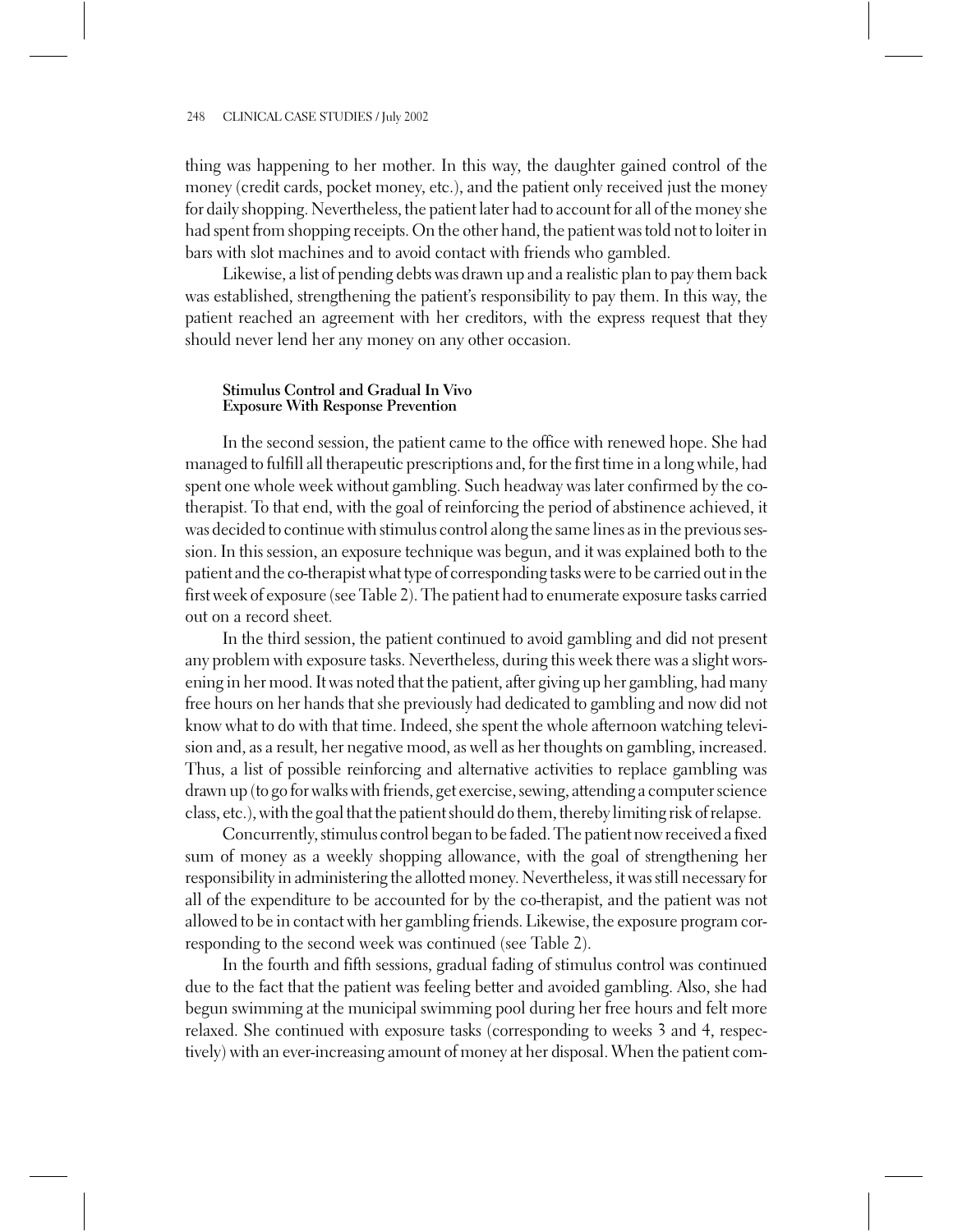thing was happening to her mother. In this way, the daughter gained control of the money (credit cards, pocket money, etc.), and the patient only received just the money for daily shopping. Nevertheless, the patient later had to account for all of the money she had spent from shopping receipts. On the other hand, the patient was told not to loiter in bars with slot machines and to avoid contact with friends who gambled.

Likewise, a list of pending debts was drawn up and a realistic plan to pay them back was established, strengthening the patient's responsibility to pay them. In this way, the patient reached an agreement with her creditors, with the express request that they should never lend her any money on any other occasion.

#### Stimulus Control and Gradual In Vivo Exposure With Response Prevention

In the second session, the patient came to the office with renewed hope. She had managed to fulfill all therapeutic prescriptions and, for the first time in a long while, had spent one whole week without gambling. Such headway was later confirmed by the co-therapist. To that end, with the goal of reinforcing the period of abstinence achieved, it was decided to continue with stimulus control along the same lines as in the previous session. In this session, an exposure technique was begun, and it was explained both to the patient and the co-therapist what type of corresponding tasks were to be carried out in the first week of exposure (see Table 2). The patient had to enumerate exposure tasks carried out on a record sheet.

In the third session, the patient continued to avoid gambling and did not present any problem with exposure tasks. Nevertheless, during this week there was a slight worsening in her mood. It was noted that the patient, after giving up her gambling, had many free hours on her hands that she previously had dedicated to gambling and now did not know what to do with that time. Indeed, she spent the whole afternoon watching television and, as a result, her negative mood, as well as her thoughts on gambling, increased. Thus, a list of possible reinforcing and alternative activities to replace gambling was drawn up (to go for walks with friends, get exercise, sewing, attending a computer science class, etc.), with the goal that the patient should do them, thereby limiting risk of relapse.

Concurrently, stimulus control began to be faded. The patient now received a fixed sum of money as a weekly shopping allowance, with the goal of strengthening her responsibility in administering the allotted money. Nevertheless, it was still necessary for all of the expenditure to be accounted for by the co-therapist, and the patient was not allowed to be in contact with her gambling friends. Likewise, the exposure program corresponding to the second week was continued (see Table 2).

In the fourth and fifth sessions, gradual fading of stimulus control was continued due to the fact that the patient was feeling better and avoided gambling. Also, she had begun swimming at the municipal swimming pool during her free hours and felt more relaxed. She continued with exposure tasks (corresponding to weeks 3 and 4, respectively) with an ever-increasing amount of money at her disposal. When the patient com-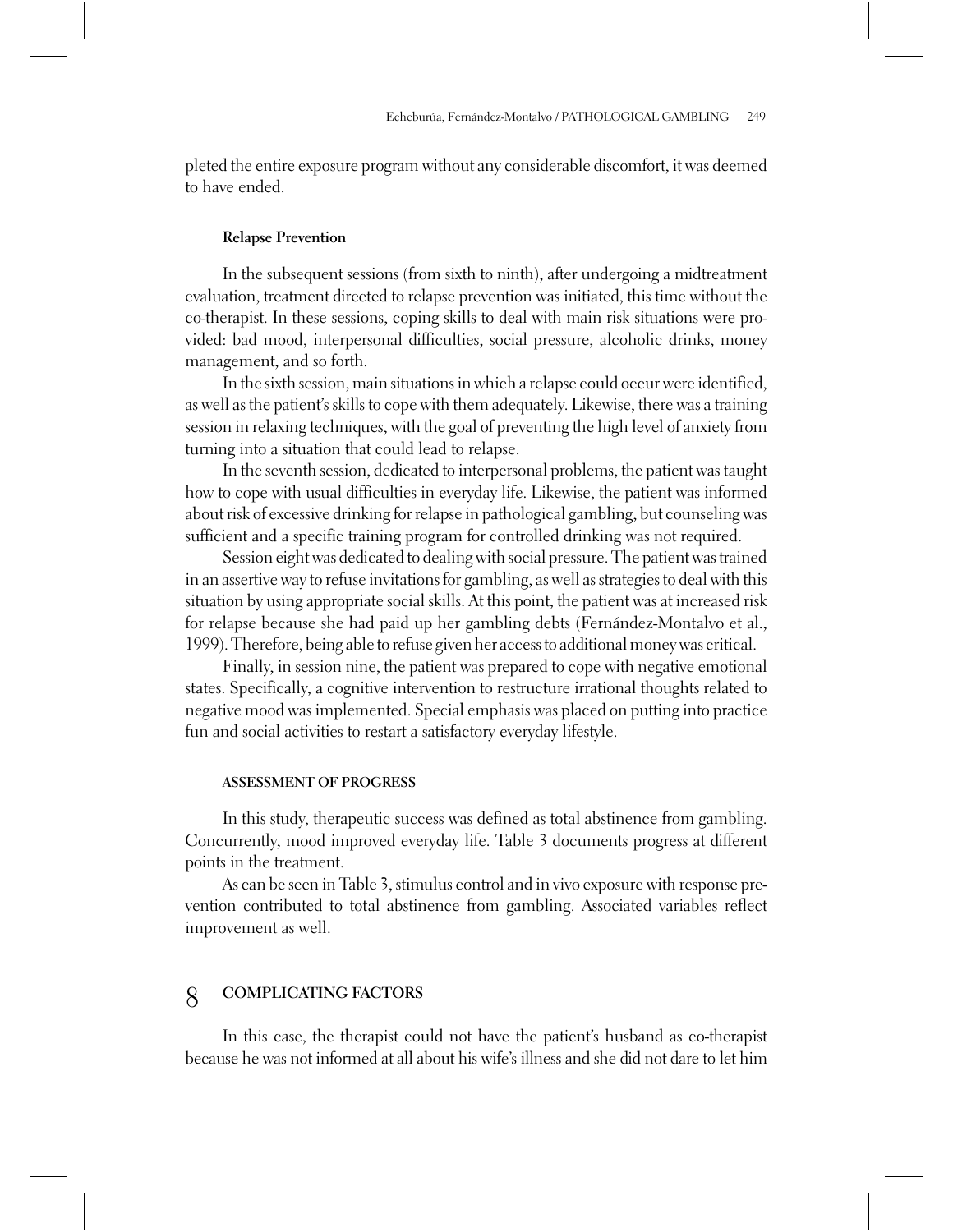pleted the entire exposure program without any considerable discomfort, it was deemed to have ended.

### Relapse Prevention

In the subsequent sessions (from sixth to ninth), after undergoing a midtreatment evaluation, treatment directed to relapse prevention was initiated, this time without the co-therapist. In these sessions, coping skills to deal with main risk situations were provided: bad mood, interpersonal difficulties, social pressure, alcoholic drinks, money management, and so forth.

In the sixth session, main situations in which a relapse could occur were identified, as well as the patient's skills to cope with them adequately. Likewise, there was a training session in relaxing techniques, with the goal of preventing the high level of anxiety from turning into a situation that could lead to relapse.

In the seventh session, dedicated to interpersonal problems, the patient was taught how to cope with usual difficulties in everyday life. Likewise, the patient was informed about risk of excessive drinking for relapse in pathological gambling, but counseling was sufficient and a specific training program for controlled drinking was not required.

Session eight was dedicated to dealing with social pressure. The patient was trained in an assertive way to refuse invitations for gambling, as well as strategies to deal with this situation by using appropriate social skills. At this point, the patient was at increased risk for relapse because she had paid up her gambling debts (Fernández-Montalvo et al., 1999). Therefore, being able to refuse given her access to additional money was critical.

Finally, in session nine, the patient was prepared to cope with negative emotional states. Specifically, a cognitive intervention to restructure irrational thoughts related to negative mood was implemented. Special emphasis was placed on putting into practice fun and social activities to restart a satisfactory everyday lifestyle.

### ASSESSMENT OF PROGRESS

In this study, therapeutic success was defined as total abstinence from gambling. Concurrently, mood improved everyday life. Table 3 documents progress at different points in the treatment.

As can be seen in Table 3, stimulus control and in vivo exposure with response prevention contributed to total abstinence from gambling. Associated variables reflect improvement as well.

## 8 COMPLICATING FACTORS

In this case, the therapist could not have the patient's husband as co-therapist because he was not informed at all about his wife's illness and she did not dare to let him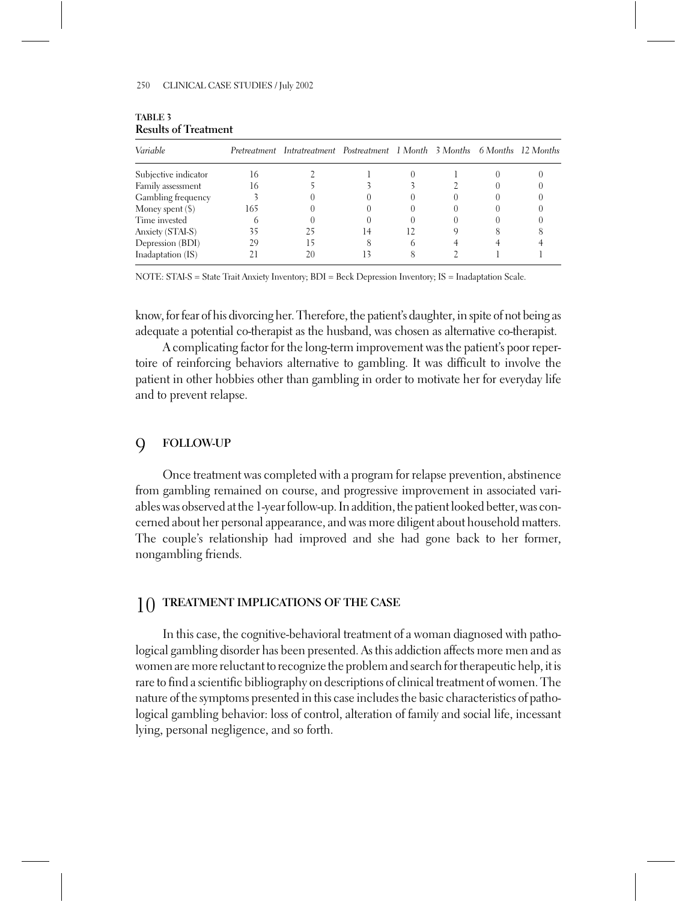**TABLE 3**
**Results of Treatment**

| *Variable* | *Pretreatment* | *Intratreatment* | *Postreatment* | *1 Month* | *3 Months* | *6 Months* | *12 Months* |
|---|---|---|---|---|---|---|---|
| Subjective indicator | 16 | 2 | 1 | 0 | 1 | 0 | 0 |
| Family assessment | 16 | 5 | 3 | 3 | 2 | 0 | 0 |
| Gambling frequency | 3 | 0 | 0 | 0 | 0 | 0 | 0 |
| Money spent ($) | 165 | 0 | 0 | 0 | 0 | 0 | 0 |
| Time invested | 6 | 0 | 0 | 0 | 0 | 0 | 0 |
| Anxiety (STAI-S) | 35 | 25 | 14 | 12 | 9 | 8 | 8 |
| Depression (BDI) | 29 | 15 | 8 | 6 | 4 | 4 | 4 |
| Inadaptation (IS) | 21 | 20 | 13 | 8 | 2 | 1 | 1 |

NOTE: STAI-S = State Trait Anxiety Inventory; BDI = Beck Depression Inventory; IS = Inadaptation Scale.

know, for fear of his divorcing her. Therefore, the patient's daughter, in spite of not being as adequate a potential co-therapist as the husband, was chosen as alternative co-therapist.

A complicating factor for the long-term improvement was the patient's poor repertoire of reinforcing behaviors alternative to gambling. It was difficult to involve the patient in other hobbies other than gambling in order to motivate her for everyday life and to prevent relapse.

## 9 FOLLOW-UP

Once treatment was completed with a program for relapse prevention, abstinence from gambling remained on course, and progressive improvement in associated variables was observed at the 1-year follow-up. In addition, the patient looked better, was concerned about her personal appearance, and was more diligent about household matters. The couple's relationship had improved and she had gone back to her former, nongambling friends.

## 10 TREATMENT IMPLICATIONS OF THE CASE

In this case, the cognitive-behavioral treatment of a woman diagnosed with pathological gambling disorder has been presented. As this addiction affects more men and as women are more reluctant to recognize the problem and search for therapeutic help, it is rare to find a scientific bibliography on descriptions of clinical treatment of women. The nature of the symptoms presented in this case includes the basic characteristics of pathological gambling behavior: loss of control, alteration of family and social life, incessant lying, personal negligence, and so forth.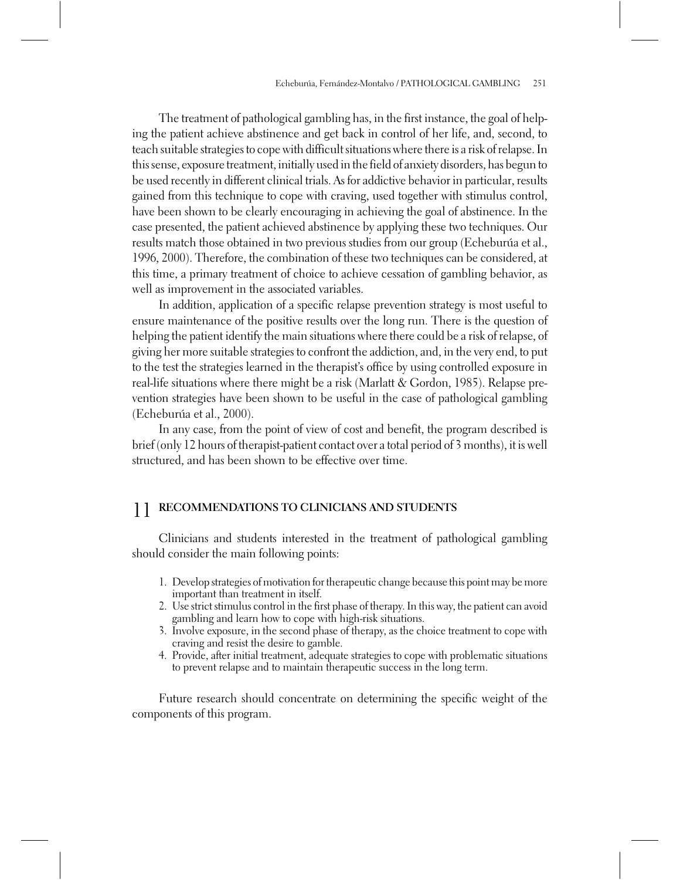The treatment of pathological gambling has, in the first instance, the goal of helping the patient achieve abstinence and get back in control of her life, and, second, to teach suitable strategies to cope with difficult situations where there is a risk of relapse. In this sense, exposure treatment, initially used in the field of anxiety disorders, has begun to be used recently in different clinical trials. As for addictive behavior in particular, results gained from this technique to cope with craving, used together with stimulus control, have been shown to be clearly encouraging in achieving the goal of abstinence. In the case presented, the patient achieved abstinence by applying these two techniques. Our results match those obtained in two previous studies from our group (Echeburúa et al., 1996, 2000). Therefore, the combination of these two techniques can be considered, at this time, a primary treatment of choice to achieve cessation of gambling behavior, as well as improvement in the associated variables.

In addition, application of a specific relapse prevention strategy is most useful to ensure maintenance of the positive results over the long run. There is the question of helping the patient identify the main situations where there could be a risk of relapse, of giving her more suitable strategies to confront the addiction, and, in the very end, to put to the test the strategies learned in the therapist's office by using controlled exposure in real-life situations where there might be a risk (Marlatt & Gordon, 1985). Relapse prevention strategies have been shown to be useful in the case of pathological gambling (Echeburúa et al., 2000).

In any case, from the point of view of cost and benefit, the program described is brief (only 12 hours of therapist-patient contact over a total period of 3 months), it is well structured, and has been shown to be effective over time.

## 11 RECOMMENDATIONS TO CLINICIANS AND STUDENTS

Clinicians and students interested in the treatment of pathological gambling should consider the main following points:

1. Develop strategies of motivation for therapeutic change because this point may be more important than treatment in itself.
2. Use strict stimulus control in the first phase of therapy. In this way, the patient can avoid gambling and learn how to cope with high-risk situations.
3. Involve exposure, in the second phase of therapy, as the choice treatment to cope with craving and resist the desire to gamble.
4. Provide, after initial treatment, adequate strategies to cope with problematic situations to prevent relapse and to maintain therapeutic success in the long term.

Future research should concentrate on determining the specific weight of the components of this program.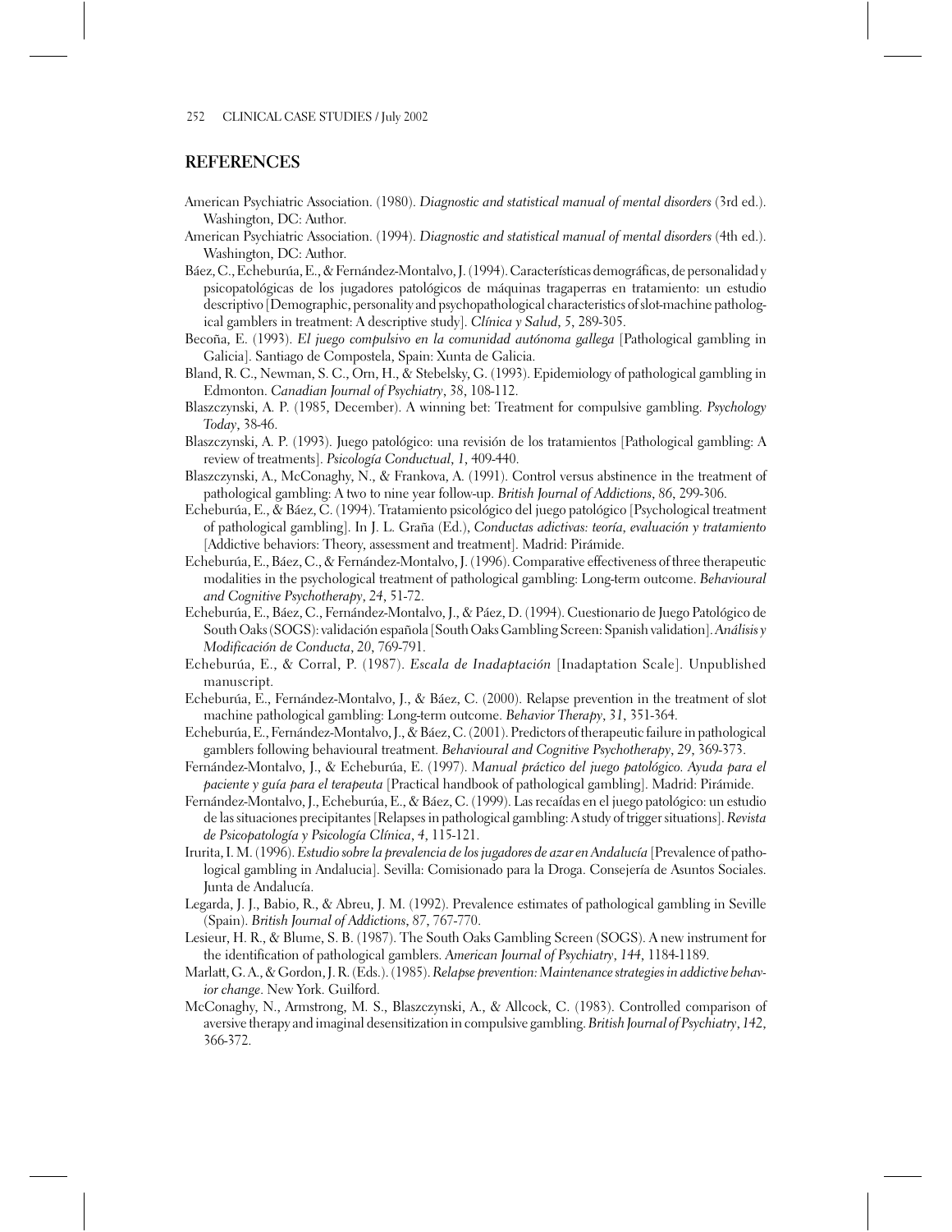## REFERENCES

American Psychiatric Association. (1980). *Diagnostic and statistical manual of mental disorders* (3rd ed.). Washington, DC: Author.

American Psychiatric Association. (1994). *Diagnostic and statistical manual of mental disorders* (4th ed.). Washington, DC: Author.

Báez, C., Echeburúa, E., & Fernández-Montalvo, J. (1994). Características demográficas, de personalidad y psicopatológicas de los jugadores patológicos de máquinas tragaperras en tratamiento: un estudio descriptivo [Demographic, personality and psychopathological characteristics of slot-machine pathological gamblers in treatment: A descriptive study]. *Clínica y Salud*, *5*, 289-305.

Becoña, E. (1993). *El juego compulsivo en la comunidad autónoma gallega* [Pathological gambling in Galicia]. Santiago de Compostela, Spain: Xunta de Galicia.

Bland, R. C., Newman, S. C., Orn, H., & Stebelsky, G. (1993). Epidemiology of pathological gambling in Edmonton. *Canadian Journal of Psychiatry*, 38, 108-112.

Blaszczynski, A. P. (1985, December). A winning bet: Treatment for compulsive gambling. *Psychology Today*, 38-46.

Blaszczynski, A. P. (1993). Juego patológico: una revisión de los tratamientos [Pathological gambling: A review of treatments]. *Psicología Conductual*, *1*, 409-440.

Blaszczynski, A., McConaghy, N., & Frankova, A. (1991). Control versus abstinence in the treatment of pathological gambling: A two to nine year follow-up. *British Journal of Addictions*, 86, 299-306.

Echeburúa, E., & Báez, C. (1994). Tratamiento psicológico del juego patológico [Psychological treatment of pathological gambling]. In J. L. Graña (Ed.), *Conductas adictivas: teoría, evaluación y tratamiento* [Addictive behaviors: Theory, assessment and treatment]. Madrid: Pirámide.

Echeburúa, E., Báez, C., & Fernández-Montalvo, J. (1996). Comparative effectiveness of three therapeutic modalities in the psychological treatment of pathological gambling: Long-term outcome. *Behavioural and Cognitive Psychotherapy*, *24*, 51-72.

Echeburúa, E., Báez, C., Fernández-Montalvo, J., & Páez, D. (1994). Cuestionario de Juego Patológico de South Oaks (SOGS): validación española [South Oaks Gambling Screen: Spanish validation]. *Análisis y Modificación de Conducta*, *20*, 769-791.

Echeburúa, E., & Corral, P. (1987). *Escala de Inadaptación* [Inadaptation Scale]. Unpublished manuscript.

Echeburúa, E., Fernández-Montalvo, J., & Báez, C. (2000). Relapse prevention in the treatment of slot machine pathological gambling: Long-term outcome. *Behavior Therapy*, *31*, 351-364.

Echeburúa, E., Fernández-Montalvo, J., & Báez, C. (2001). Predictors of therapeutic failure in pathological gamblers following behavioural treatment. *Behavioural and Cognitive Psychotherapy*, *29*, 369-373.

Fernández-Montalvo, J., & Echeburúa, E. (1997). *Manual práctico del juego patológico. Ayuda para el paciente y guía para el terapeuta* [Practical handbook of pathological gambling]. Madrid: Pirámide.

Fernández-Montalvo, J., Echeburúa, E., & Báez, C. (1999). Las recaídas en el juego patológico: un estudio de las situaciones precipitantes [Relapses in pathological gambling: A study of trigger situations]. *Revista de Psicopatología y Psicología Clínica*, *4*, 115-121.

Irurita, I. M. (1996). *Estudio sobre la prevalencia de los jugadores de azar en Andalucía* [Prevalence of pathological gambling in Andalucia]. Sevilla: Comisionado para la Droga. Consejería de Asuntos Sociales. Junta de Andalucía.

Legarda, J. J., Babio, R., & Abreu, J. M. (1992). Prevalence estimates of pathological gambling in Seville (Spain). *British Journal of Addictions*, 87, 767-770.

Lesieur, H. R., & Blume, S. B. (1987). The South Oaks Gambling Screen (SOGS). A new instrument for the identification of pathological gamblers. *American Journal of Psychiatry*, *144*, 1184-1189.

Marlatt, G. A., & Gordon, J. R. (Eds.). (1985). *Relapse prevention: Maintenance strategies in addictive behavior change*. New York. Guilford.

McConaghy, N., Armstrong, M. S., Blaszczynski, A., & Allcock, C. (1983). Controlled comparison of aversive therapy and imaginal desensitization in compulsive gambling. *British Journal of Psychiatry*, *142*, 366-372.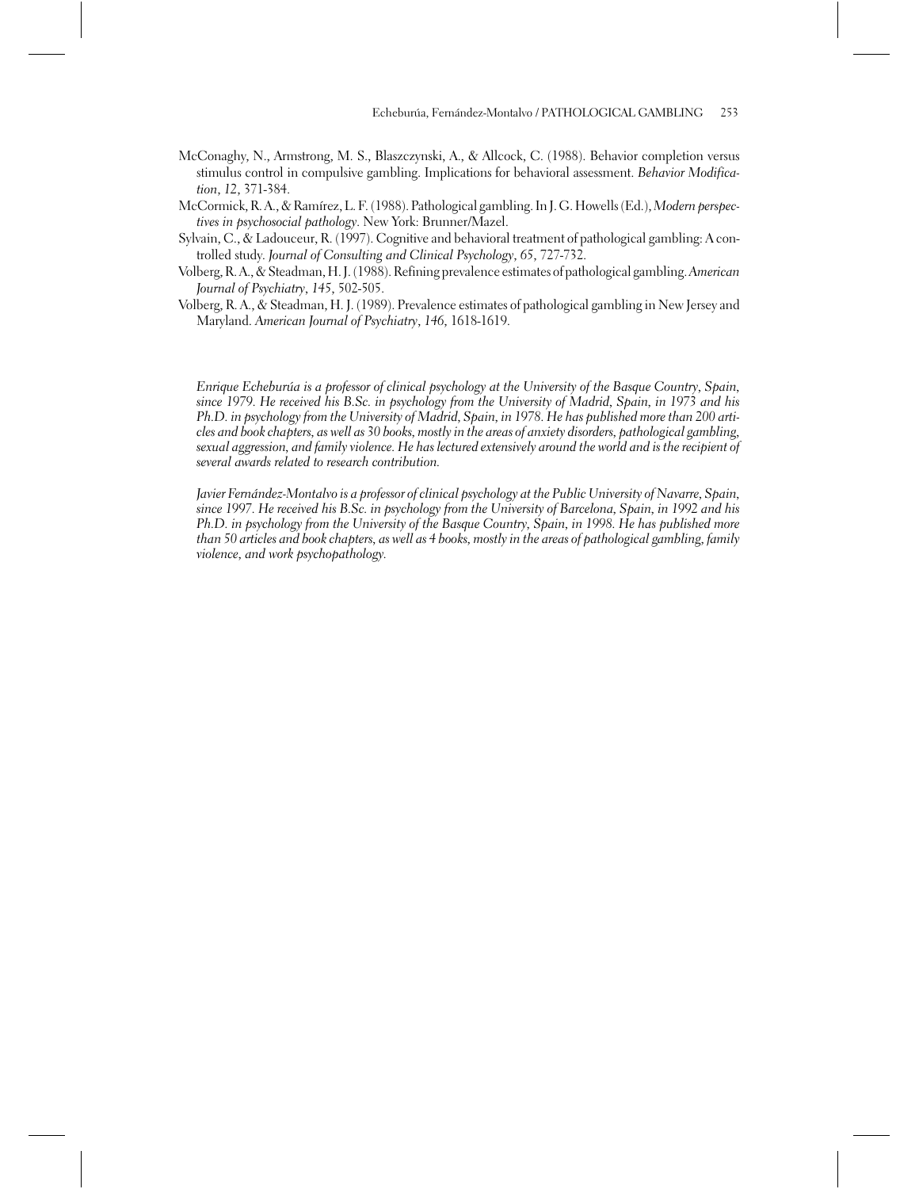McConaghy, N., Armstrong, M. S., Blaszczynski, A., & Allcock, C. (1988). Behavior completion versus stimulus control in compulsive gambling. Implications for behavioral assessment. *Behavior Modification*, *12*, 371-384.

McCormick, R. A., & Ramírez, L. F. (1988). Pathological gambling. In J. G. Howells (Ed.), *Modern perspectives in psychosocial pathology*. New York: Brunner/Mazel.

Sylvain, C., & Ladouceur, R. (1997). Cognitive and behavioral treatment of pathological gambling: A controlled study. *Journal of Consulting and Clinical Psychology*, *65*, 727-732.

Volberg, R. A., & Steadman, H. J. (1988). Refining prevalence estimates of pathological gambling. *American Journal of Psychiatry*, *145*, 502-505.

Volberg, R. A., & Steadman, H. J. (1989). Prevalence estimates of pathological gambling in New Jersey and Maryland. *American Journal of Psychiatry*, *146*, 1618-1619.

*Enrique Echeburúa is a professor of clinical psychology at the University of the Basque Country, Spain, since 1979. He received his B.Sc. in psychology from the University of Madrid, Spain, in 1973 and his Ph.D. in psychology from the University of Madrid, Spain, in 1978. He has published more than 200 articles and book chapters, as well as 30 books, mostly in the areas of anxiety disorders, pathological gambling, sexual aggression, and family violence. He has lectured extensively around the world and is the recipient of several awards related to research contribution.*

*Javier Fernández-Montalvo is a professor of clinical psychology at the Public University of Navarre, Spain, since 1997. He received his B.Sc. in psychology from the University of Barcelona, Spain, in 1992 and his Ph.D. in psychology from the University of the Basque Country, Spain, in 1998. He has published more than 50 articles and book chapters, as well as 4 books, mostly in the areas of pathological gambling, family violence, and work psychopathology.*